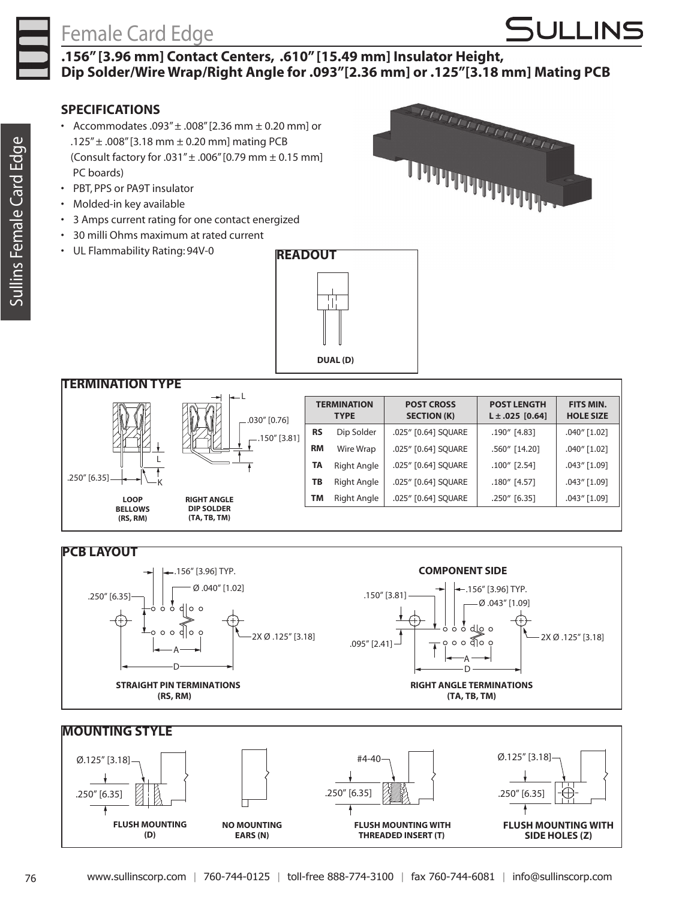# Female Card Edge

## .156" [3.96 mm] Contact Centers, .610" [15.49 mm] Insulator Height, Dip Solder/Wire Wrap/Right Angle for .093"[2.36 mm] or .125"[3.18 mm] Mating PCB

### SPECIFICATIONS

- Accommodates .093" ± .008" [2.36 mm ± 0.20 mm] or .125" ± .008" [3.18 mm ± 0.20 mm] mating PCB (Consult factory for .031" ± .006" [0.79 mm ± 0.15 mm] PC boards)
- PBT, PPS or PA9T insulator
- Molded-in key available
- 3 Amps current rating for one contact energized
- 30 milli Ohms maximum at rated current
- UL Flammability Rating: 94V-0

### READOUT

DUAL (D)

### TERMINATION TYPE

.250" [6.35] L K

LOOP BELLOWS (RS, RM)

L .030" [0.76] .150" [3.81]

RIGHT ANGLE DIP SOLDER (TA, TB, TM)

| TERMINATION TYPE | | POST CROSS SECTION (K) | POST LENGTH L ± .025 [0.64] | FITS MIN. HOLE SIZE |
|---|---|---|---|---|
| RS | Dip Solder | .025" [0.64] SQUARE | .190" [4.83] | .040" [1.02] |
| RM | Wire Wrap | .025" [0.64] SQUARE | .560" [14.20] | .040" [1.02] |
| TA | Right Angle | .025" [0.64] SQUARE | .100" [2.54] | .043" [1.09] |
| TB | Right Angle | .025" [0.64] SQUARE | .180" [4.57] | .043" [1.09] |
| TM | Right Angle | .025" [0.64] SQUARE | .250" [6.35] | .043" [1.09] |

### PCB LAYOUT

.156" [3.96] TYP. Ø .040" [1.02] .250" [6.35] 2X Ø .125" [3.18] A D

STRAIGHT PIN TERMINATIONS (RS, RM)

COMPONENT SIDE

.150" [3.81] .156" [3.96] TYP. Ø .043" [1.09] .095" [2.41] 2X Ø .125" [3.18] A D

RIGHT ANGLE TERMINATIONS (TA, TB, TM)

### MOUNTING STYLE

Ø.125" [3.18] .250" [6.35]

FLUSH MOUNTING (D)

NO MOUNTING EARS (N)

#4-40 .250" [6.35]

FLUSH MOUNTING WITH THREADED INSERT (T)

Ø.125" [3.18] .250" [6.35]

FLUSH MOUNTING WITH SIDE HOLES (Z)

www.sullinscorp.com | 760-744-0125 | toll-free 888-774-3100 | fax 760-744-6081 | info@sullinscorp.com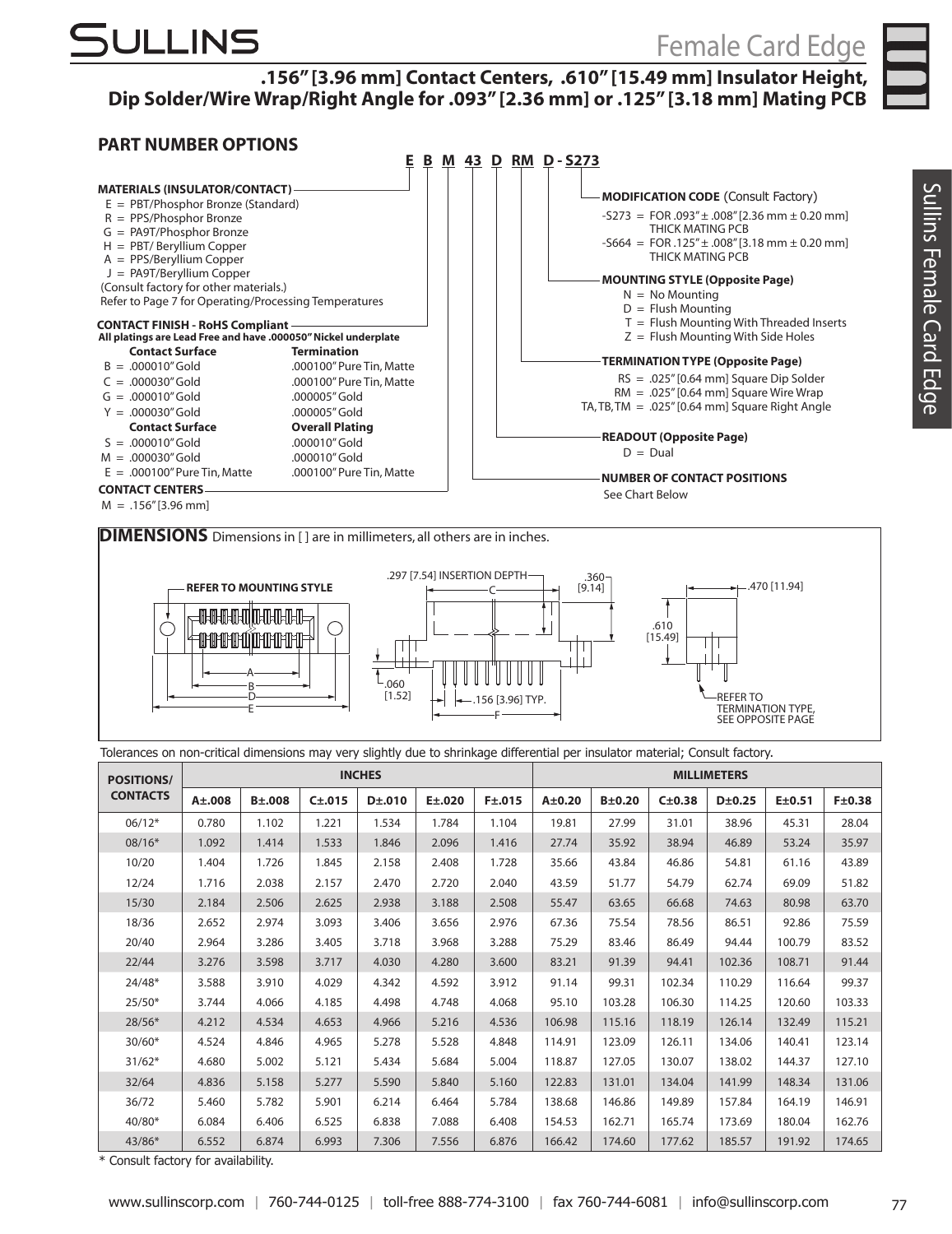# SULLINS

## Female Card Edge

### .156" [3.96 mm] Contact Centers, .610" [15.49 mm] Insulator Height, Dip Solder/Wire Wrap/Right Angle for .093" [2.36 mm] or .125" [3.18 mm] Mating PCB

Sullins Female Card Edge

## PART NUMBER OPTIONS

**E B M 43 D RM D - S273**

**MATERIALS (INSULATOR/CONTACT)**
- E = PBT/Phosphor Bronze (Standard)
- R = PPS/Phosphor Bronze
- G = PA9T/Phosphor Bronze
- H = PBT/ Beryllium Copper
- A = PPS/Beryllium Copper
- J = PA9T/Beryllium Copper

(Consult factory for other materials.)
Refer to Page 7 for Operating/Processing Temperatures

**CONTACT FINISH - RoHS Compliant**
**All platings are Lead Free and have .000050" Nickel underplate**

| Contact Surface | Termination |
|---|---|
| B = .000010" Gold | .000100" Pure Tin, Matte |
| C = .000030" Gold | .000100" Pure Tin, Matte |
| G = .000010" Gold | .000005" Gold |
| Y = .000030" Gold | .000005" Gold |
| **Contact Surface** | **Overall Plating** |
| S = .000010" Gold | .000010" Gold |
| M = .000030" Gold | .000010" Gold |
| E = .000100" Pure Tin, Matte | .000100" Pure Tin, Matte |

**CONTACT CENTERS**
- M = .156" [3.96 mm]

**MODIFICATION CODE** (Consult Factory)
- -S273 = FOR .093" ± .008" [2.36 mm ± 0.20 mm] THICK MATING PCB
- -S664 = FOR .125" ± .008" [3.18 mm ± 0.20 mm] THICK MATING PCB

**MOUNTING STYLE (Opposite Page)**
- N = No Mounting
- D = Flush Mounting
- T = Flush Mounting With Threaded Inserts
- Z = Flush Mounting With Side Holes

**TERMINATION TYPE (Opposite Page)**
- RS = .025" [0.64 mm] Square Dip Solder
- RM = .025" [0.64 mm] Square Wire Wrap
- TA,TB,TM = .025" [0.64 mm] Square Right Angle

**READOUT (Opposite Page)**
- D = Dual

**NUMBER OF CONTACT POSITIONS**
See Chart Below

## DIMENSIONS

Dimensions in [ ] are in millimeters, all others are in inches.

REFER TO MOUNTING STYLE
A
B
D
E
.297 [7.54] INSERTION DEPTH
C
.060 [1.52]
.156 [3.96] TYP.
F
.360 [9.14]
.470 [11.94]
.610 [15.49]
REFER TO TERMINATION TYPE, SEE OPPOSITE PAGE

Tolerances on non-critical dimensions may very slightly due to shrinkage differential per insulator material; Consult factory.

| POSITIONS/ CONTACTS | INCHES | | | | | | MILLIMETERS | | | | | |
|---|---|---|---|---|---|---|---|---|---|---|---|---|
| | A±.008 | B±.008 | C±.015 | D±.010 | E±.020 | F±.015 | A±0.20 | B±0.20 | C±0.38 | D±0.25 | E±0.51 | F±0.38 |
| 06/12* | 0.780 | 1.102 | 1.221 | 1.534 | 1.784 | 1.104 | 19.81 | 27.99 | 31.01 | 38.96 | 45.31 | 28.04 |
| 08/16* | 1.092 | 1.414 | 1.533 | 1.846 | 2.096 | 1.416 | 27.74 | 35.92 | 38.94 | 46.89 | 53.24 | 35.97 |
| 10/20 | 1.404 | 1.726 | 1.845 | 2.158 | 2.408 | 1.728 | 35.66 | 43.84 | 46.86 | 54.81 | 61.16 | 43.89 |
| 12/24 | 1.716 | 2.038 | 2.157 | 2.470 | 2.720 | 2.040 | 43.59 | 51.77 | 54.79 | 62.74 | 69.09 | 51.82 |
| 15/30 | 2.184 | 2.506 | 2.625 | 2.938 | 3.188 | 2.508 | 55.47 | 63.65 | 66.68 | 74.63 | 80.98 | 63.70 |
| 18/36 | 2.652 | 2.974 | 3.093 | 3.406 | 3.656 | 2.976 | 67.36 | 75.54 | 78.56 | 86.51 | 92.86 | 75.59 |
| 20/40 | 2.964 | 3.286 | 3.405 | 3.718 | 3.968 | 3.288 | 75.29 | 83.46 | 86.49 | 94.44 | 100.79 | 83.52 |
| 22/44 | 3.276 | 3.598 | 3.717 | 4.030 | 4.280 | 3.600 | 83.21 | 91.39 | 94.41 | 102.36 | 108.71 | 91.44 |
| 24/48* | 3.588 | 3.910 | 4.029 | 4.342 | 4.592 | 3.912 | 91.14 | 99.31 | 102.34 | 110.29 | 116.64 | 99.37 |
| 25/50* | 3.744 | 4.066 | 4.185 | 4.498 | 4.748 | 4.068 | 95.10 | 103.28 | 106.30 | 114.25 | 120.60 | 103.33 |
| 28/56* | 4.212 | 4.534 | 4.653 | 4.966 | 5.216 | 4.536 | 106.98 | 115.16 | 118.19 | 126.14 | 132.49 | 115.21 |
| 30/60* | 4.524 | 4.846 | 4.965 | 5.278 | 5.528 | 4.848 | 114.91 | 123.09 | 126.11 | 134.06 | 140.41 | 123.14 |
| 31/62* | 4.680 | 5.002 | 5.121 | 5.434 | 5.684 | 5.004 | 118.87 | 127.05 | 130.07 | 138.02 | 144.37 | 127.10 |
| 32/64 | 4.836 | 5.158 | 5.277 | 5.590 | 5.840 | 5.160 | 122.83 | 131.01 | 134.04 | 141.99 | 148.34 | 131.06 |
| 36/72 | 5.460 | 5.782 | 5.901 | 6.214 | 6.464 | 5.784 | 138.68 | 146.86 | 149.89 | 157.84 | 164.19 | 146.91 |
| 40/80* | 6.084 | 6.406 | 6.525 | 6.838 | 7.088 | 6.408 | 154.53 | 162.71 | 165.74 | 173.69 | 180.04 | 162.76 |
| 43/86* | 6.552 | 6.874 | 6.993 | 7.306 | 7.556 | 6.876 | 166.42 | 174.60 | 177.62 | 185.57 | 191.92 | 174.65 |

* Consult factory for availability.

www.sullinscorp.com | 760-744-0125 | toll-free 888-774-3100 | fax 760-744-6081 | info@sullinscorp.com